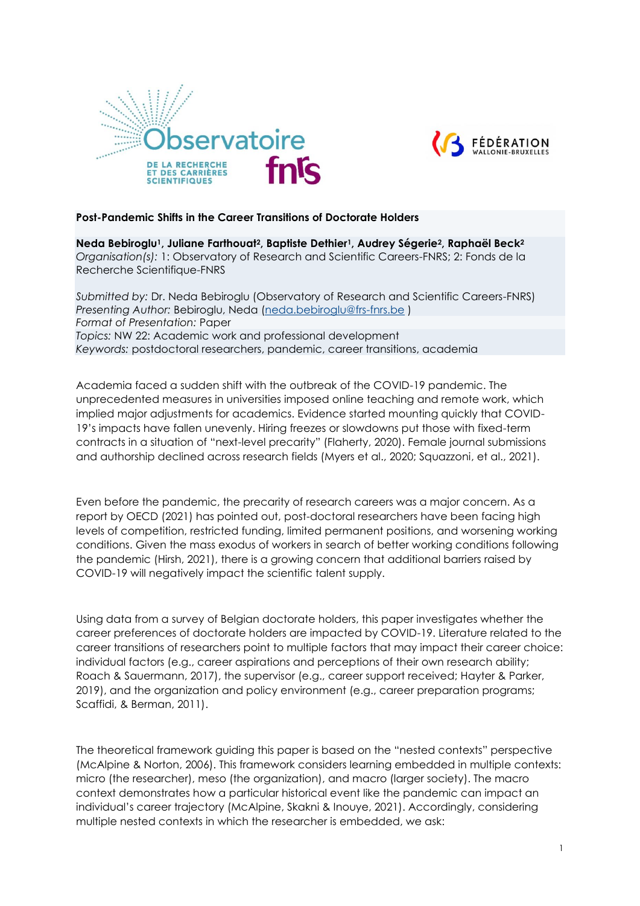**Post-Pandemic Shifts in the Career Transitions of Doctorate Holders**

**Neda Bebiroglu[1], Juliane Farthouat[2], Baptiste Dethier[1], Audrey Ségerie[2], Raphaël Beck[2]**
*Organisation(s):* 1: Observatory of Research and Scientific Careers-FNRS; 2: Fonds de la Recherche Scientifique-FNRS

*Submitted by:* Dr. Neda Bebiroglu (Observatory of Research and Scientific Careers-FNRS)
*Presenting Author:* Bebiroglu, Neda (neda.bebiroglu@frs-fnrs.be )
*Format of Presentation:* Paper
*Topics:* NW 22: Academic work and professional development
*Keywords:* postdoctoral researchers, pandemic, career transitions, academia

Academia faced a sudden shift with the outbreak of the COVID-19 pandemic. The unprecedented measures in universities imposed online teaching and remote work, which implied major adjustments for academics. Evidence started mounting quickly that COVID-19's impacts have fallen unevenly. Hiring freezes or slowdowns put those with fixed-term contracts in a situation of "next-level precarity" (Flaherty, 2020). Female journal submissions and authorship declined across research fields (Myers et al., 2020; Squazzoni, et al., 2021).

Even before the pandemic, the precarity of research careers was a major concern. As a report by OECD (2021) has pointed out, post-doctoral researchers have been facing high levels of competition, restricted funding, limited permanent positions, and worsening working conditions. Given the mass exodus of workers in search of better working conditions following the pandemic (Hirsh, 2021), there is a growing concern that additional barriers raised by COVID-19 will negatively impact the scientific talent supply.

Using data from a survey of Belgian doctorate holders, this paper investigates whether the career preferences of doctorate holders are impacted by COVID-19. Literature related to the career transitions of researchers point to multiple factors that may impact their career choice: individual factors (e.g., career aspirations and perceptions of their own research ability; Roach & Sauermann, 2017), the supervisor (e.g., career support received; Hayter & Parker, 2019), and the organization and policy environment (e.g., career preparation programs; Scaffidi, & Berman, 2011).

The theoretical framework guiding this paper is based on the "nested contexts" perspective (McAlpine & Norton, 2006). This framework considers learning embedded in multiple contexts: micro (the researcher), meso (the organization), and macro (larger society). The macro context demonstrates how a particular historical event like the pandemic can impact an individual's career trajectory (McAlpine, Skakni & Inouye, 2021). Accordingly, considering multiple nested contexts in which the researcher is embedded, we ask: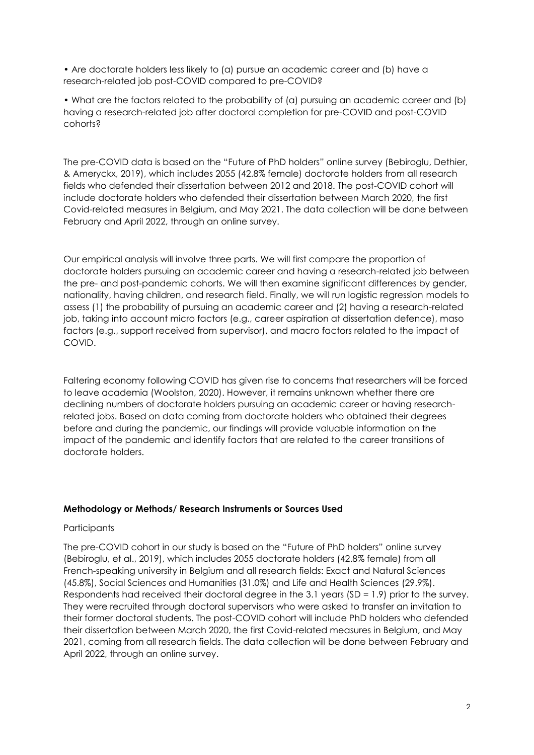• Are doctorate holders less likely to (a) pursue an academic career and (b) have a research-related job post-COVID compared to pre-COVID?

• What are the factors related to the probability of (a) pursuing an academic career and (b) having a research-related job after doctoral completion for pre-COVID and post-COVID cohorts?

The pre-COVID data is based on the "Future of PhD holders" online survey (Bebiroglu, Dethier, & Ameryckx, 2019), which includes 2055 (42.8% female) doctorate holders from all research fields who defended their dissertation between 2012 and 2018. The post-COVID cohort will include doctorate holders who defended their dissertation between March 2020, the first Covid-related measures in Belgium, and May 2021. The data collection will be done between February and April 2022, through an online survey.

Our empirical analysis will involve three parts. We will first compare the proportion of doctorate holders pursuing an academic career and having a research-related job between the pre- and post-pandemic cohorts. We will then examine significant differences by gender, nationality, having children, and research field. Finally, we will run logistic regression models to assess (1) the probability of pursuing an academic career and (2) having a research-related job, taking into account micro factors (e.g., career aspiration at dissertation defence), maso factors (e.g., support received from supervisor), and macro factors related to the impact of COVID.

Faltering economy following COVID has given rise to concerns that researchers will be forced to leave academia (Woolston, 2020). However, it remains unknown whether there are declining numbers of doctorate holders pursuing an academic career or having research-related jobs. Based on data coming from doctorate holders who obtained their degrees before and during the pandemic, our findings will provide valuable information on the impact of the pandemic and identify factors that are related to the career transitions of doctorate holders.

**Methodology or Methods/ Research Instruments or Sources Used**

Participants

The pre-COVID cohort in our study is based on the "Future of PhD holders" online survey (Bebiroglu, et al., 2019), which includes 2055 doctorate holders (42.8% female) from all French-speaking university in Belgium and all research fields: Exact and Natural Sciences (45.8%), Social Sciences and Humanities (31.0%) and Life and Health Sciences (29.9%). Respondents had received their doctoral degree in the 3.1 years (SD = 1.9) prior to the survey. They were recruited through doctoral supervisors who were asked to transfer an invitation to their former doctoral students. The post-COVID cohort will include PhD holders who defended their dissertation between March 2020, the first Covid-related measures in Belgium, and May 2021, coming from all research fields. The data collection will be done between February and April 2022, through an online survey.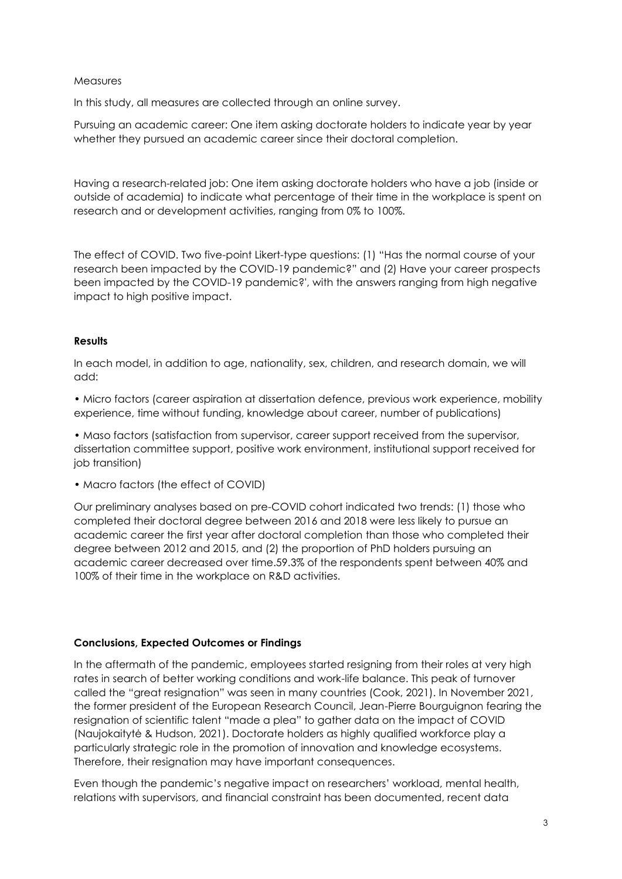Measures

In this study, all measures are collected through an online survey.

Pursuing an academic career: One item asking doctorate holders to indicate year by year whether they pursued an academic career since their doctoral completion.

Having a research-related job: One item asking doctorate holders who have a job (inside or outside of academia) to indicate what percentage of their time in the workplace is spent on research and or development activities, ranging from 0% to 100%.

The effect of COVID. Two five-point Likert-type questions: (1) "Has the normal course of your research been impacted by the COVID-19 pandemic?" and (2) Have your career prospects been impacted by the COVID-19 pandemic?', with the answers ranging from high negative impact to high positive impact.

**Results**

In each model, in addition to age, nationality, sex, children, and research domain, we will add:

• Micro factors (career aspiration at dissertation defence, previous work experience, mobility experience, time without funding, knowledge about career, number of publications)

• Maso factors (satisfaction from supervisor, career support received from the supervisor, dissertation committee support, positive work environment, institutional support received for job transition)

• Macro factors (the effect of COVID)

Our preliminary analyses based on pre-COVID cohort indicated two trends: (1) those who completed their doctoral degree between 2016 and 2018 were less likely to pursue an academic career the first year after doctoral completion than those who completed their degree between 2012 and 2015, and (2) the proportion of PhD holders pursuing an academic career decreased over time.59.3% of the respondents spent between 40% and 100% of their time in the workplace on R&D activities.

**Conclusions, Expected Outcomes or Findings**

In the aftermath of the pandemic, employees started resigning from their roles at very high rates in search of better working conditions and work-life balance. This peak of turnover called the "great resignation" was seen in many countries (Cook, 2021). In November 2021, the former president of the European Research Council, Jean-Pierre Bourguignon fearing the resignation of scientific talent "made a plea" to gather data on the impact of COVID (Naujokaitytė & Hudson, 2021). Doctorate holders as highly qualified workforce play a particularly strategic role in the promotion of innovation and knowledge ecosystems. Therefore, their resignation may have important consequences.

Even though the pandemic's negative impact on researchers' workload, mental health, relations with supervisors, and financial constraint has been documented, recent data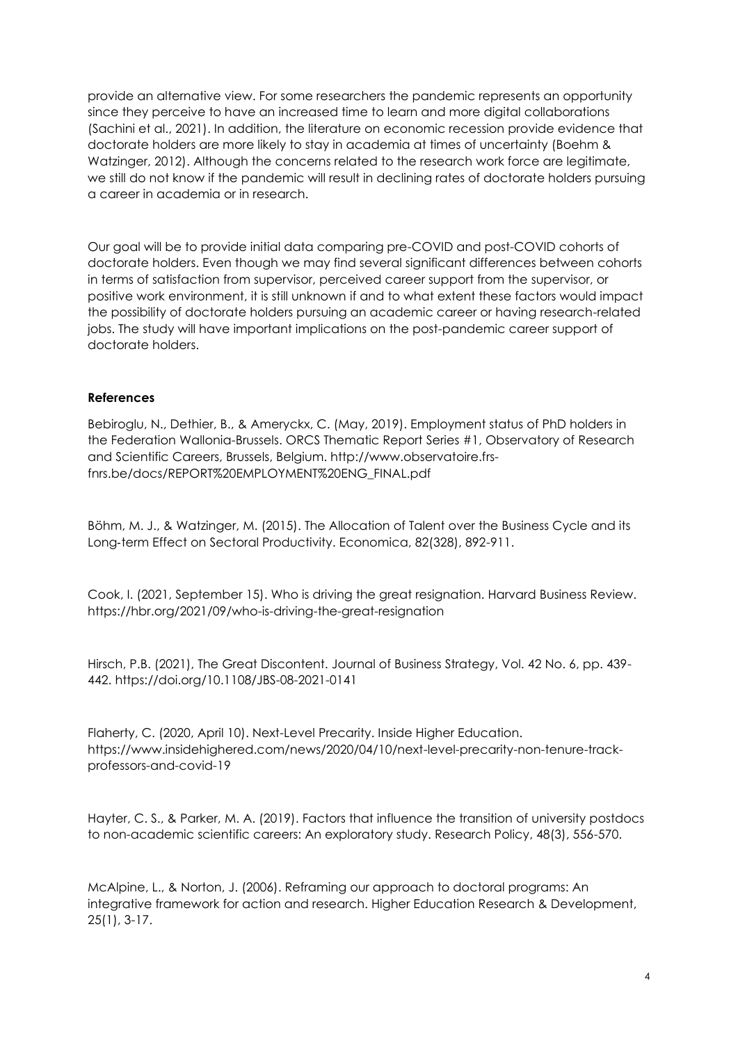provide an alternative view. For some researchers the pandemic represents an opportunity since they perceive to have an increased time to learn and more digital collaborations (Sachini et al., 2021). In addition, the literature on economic recession provide evidence that doctorate holders are more likely to stay in academia at times of uncertainty (Boehm & Watzinger, 2012). Although the concerns related to the research work force are legitimate, we still do not know if the pandemic will result in declining rates of doctorate holders pursuing a career in academia or in research.

Our goal will be to provide initial data comparing pre-COVID and post-COVID cohorts of doctorate holders. Even though we may find several significant differences between cohorts in terms of satisfaction from supervisor, perceived career support from the supervisor, or positive work environment, it is still unknown if and to what extent these factors would impact the possibility of doctorate holders pursuing an academic career or having research-related jobs. The study will have important implications on the post-pandemic career support of doctorate holders.

**References**

Bebiroglu, N., Dethier, B., & Ameryckx, C. (May, 2019). Employment status of PhD holders in the Federation Wallonia-Brussels. ORCS Thematic Report Series #1, Observatory of Research and Scientific Careers, Brussels, Belgium. http://www.observatoire.frs-fnrs.be/docs/REPORT%20EMPLOYMENT%20ENG_FINAL.pdf

Böhm, M. J., & Watzinger, M. (2015). The Allocation of Talent over the Business Cycle and its Long-term Effect on Sectoral Productivity. Economica, 82(328), 892-911.

Cook, I. (2021, September 15). Who is driving the great resignation. Harvard Business Review. https://hbr.org/2021/09/who-is-driving-the-great-resignation

Hirsch, P.B. (2021), The Great Discontent. Journal of Business Strategy, Vol. 42 No. 6, pp. 439-442. https://doi.org/10.1108/JBS-08-2021-0141

Flaherty, C. (2020, April 10). Next-Level Precarity. Inside Higher Education. https://www.insidehighered.com/news/2020/04/10/next-level-precarity-non-tenure-track-professors-and-covid-19

Hayter, C. S., & Parker, M. A. (2019). Factors that influence the transition of university postdocs to non-academic scientific careers: An exploratory study. Research Policy, 48(3), 556-570.

McAlpine, L., & Norton, J. (2006). Reframing our approach to doctoral programs: An integrative framework for action and research. Higher Education Research & Development, 25(1), 3-17.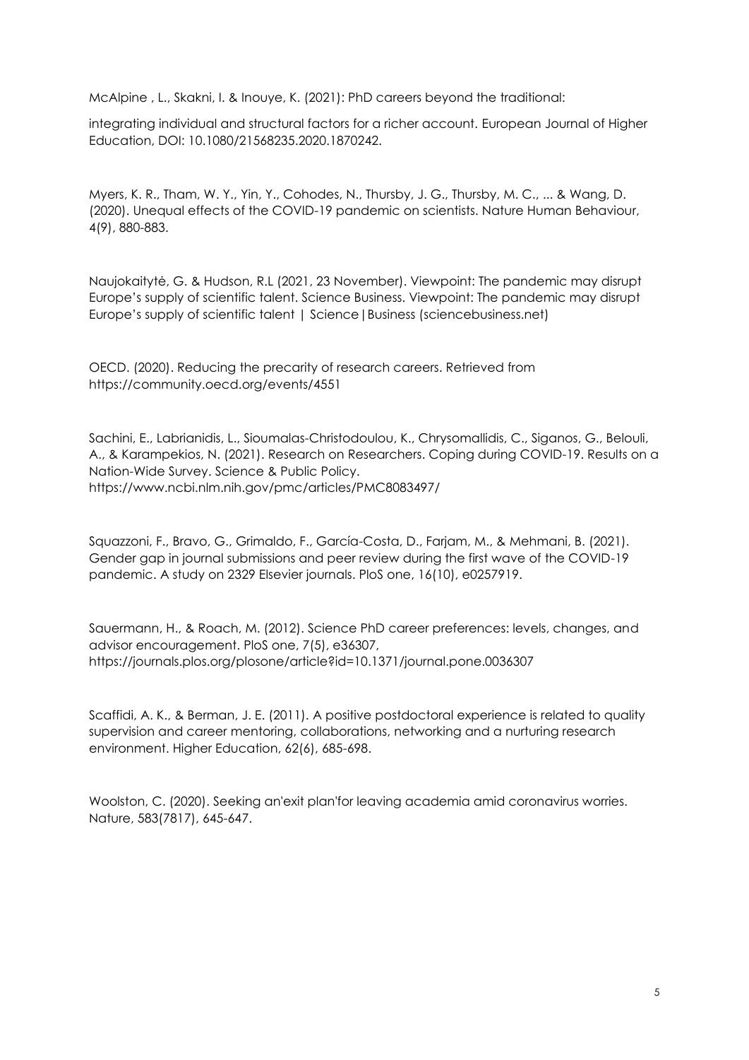McAlpine , L., Skakni, I. & Inouye, K. (2021): PhD careers beyond the traditional:

integrating individual and structural factors for a richer account. European Journal of Higher Education, DOI: 10.1080/21568235.2020.1870242.

Myers, K. R., Tham, W. Y., Yin, Y., Cohodes, N., Thursby, J. G., Thursby, M. C., ... & Wang, D. (2020). Unequal effects of the COVID-19 pandemic on scientists. Nature Human Behaviour, 4(9), 880-883.

Naujokaitytė, G. & Hudson, R.L (2021, 23 November). Viewpoint: The pandemic may disrupt Europe's supply of scientific talent. Science Business. Viewpoint: The pandemic may disrupt Europe's supply of scientific talent | Science|Business (sciencebusiness.net)

OECD. (2020). Reducing the precarity of research careers. Retrieved from https://community.oecd.org/events/4551

Sachini, E., Labrianidis, L., Sioumalas-Christodoulou, K., Chrysomallidis, C., Siganos, G., Belouli, A., & Karampekios, N. (2021). Research on Researchers. Coping during COVID-19. Results on a Nation-Wide Survey. Science & Public Policy. https://www.ncbi.nlm.nih.gov/pmc/articles/PMC8083497/

Squazzoni, F., Bravo, G., Grimaldo, F., García-Costa, D., Farjam, M., & Mehmani, B. (2021). Gender gap in journal submissions and peer review during the first wave of the COVID-19 pandemic. A study on 2329 Elsevier journals. PloS one, 16(10), e0257919.

Sauermann, H., & Roach, M. (2012). Science PhD career preferences: levels, changes, and advisor encouragement. PloS one, 7(5), e36307, https://journals.plos.org/plosone/article?id=10.1371/journal.pone.0036307

Scaffidi, A. K., & Berman, J. E. (2011). A positive postdoctoral experience is related to quality supervision and career mentoring, collaborations, networking and a nurturing research environment. Higher Education, 62(6), 685-698.

Woolston, C. (2020). Seeking an'exit plan'for leaving academia amid coronavirus worries. Nature, 583(7817), 645-647.